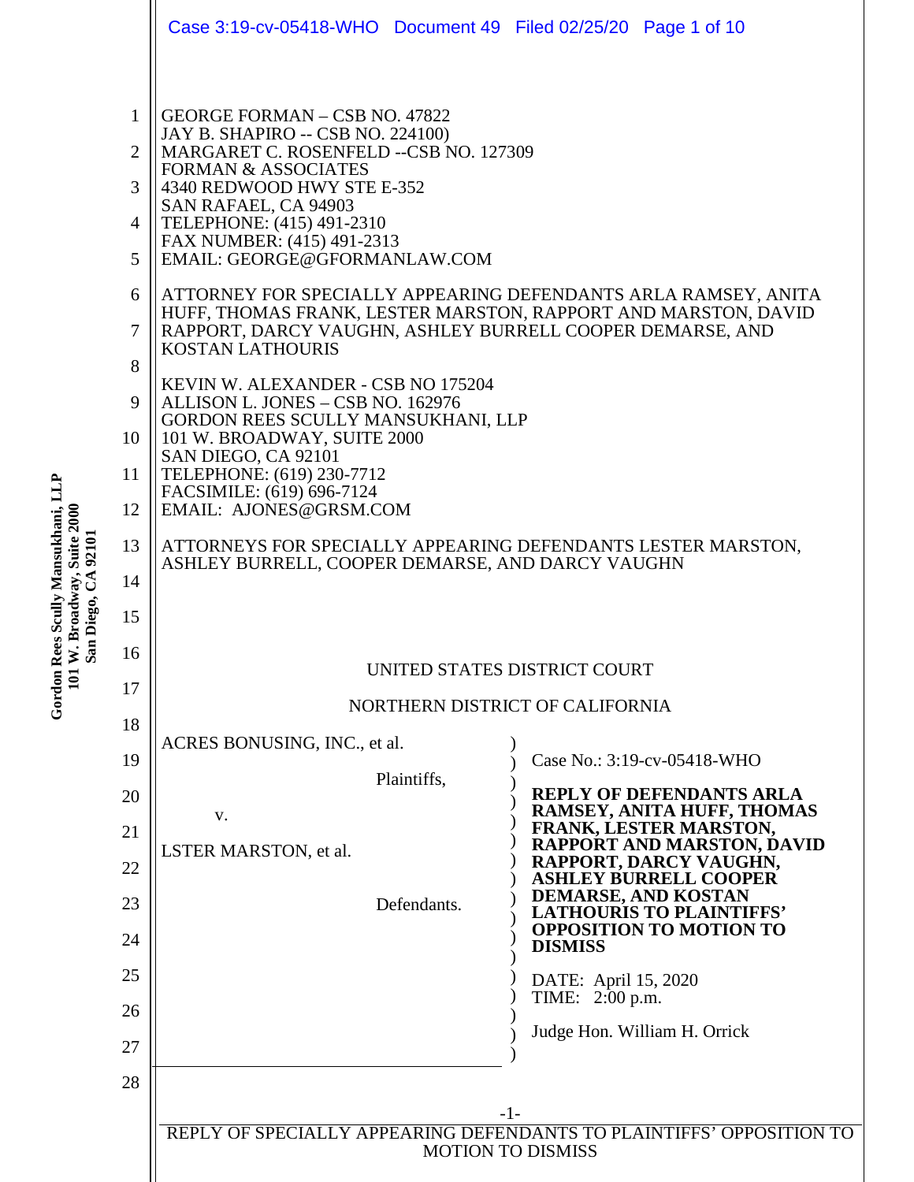GEORGE FORMAN – CSB NO. 47822
JAY B. SHAPIRO -- CSB NO. 224100)
MARGARET C. ROSENFELD --CSB NO. 127309
FORMAN & ASSOCIATES
4340 REDWOOD HWY STE E-352
SAN RAFAEL, CA 94903
TELEPHONE: (415) 491-2310
FAX NUMBER: (415) 491-2313
EMAIL: GEORGE@GFORMANLAW.COM

ATTORNEY FOR SPECIALLY APPEARING DEFENDANTS ARLA RAMSEY, ANITA HUFF, THOMAS FRANK, LESTER MARSTON, RAPPORT AND MARSTON, DAVID RAPPORT, DARCY VAUGHN, ASHLEY BURRELL COOPER DEMARSE, AND KOSTAN LATHOURIS

KEVIN W. ALEXANDER - CSB NO 175204
ALLISON L. JONES – CSB NO. 162976
GORDON REES SCULLY MANSUKHANI, LLP
101 W. BROADWAY, SUITE 2000
SAN DIEGO, CA 92101
TELEPHONE: (619) 230-7712
FACSIMILE: (619) 696-7124
EMAIL: AJONES@GRSM.COM

ATTORNEYS FOR SPECIALLY APPEARING DEFENDANTS LESTER MARSTON, ASHLEY BURRELL, COOPER DEMARSE, AND DARCY VAUGHN

UNITED STATES DISTRICT COURT

NORTHERN DISTRICT OF CALIFORNIA

ACRES BONUSING, INC., et al.

Plaintiffs,

v.

LSTER MARSTON, et al.

Defendants.

Case No.: 3:19-cv-05418-WHO

**REPLY OF DEFENDANTS ARLA RAMSEY, ANITA HUFF, THOMAS FRANK, LESTER MARSTON, RAPPORT AND MARSTON, DAVID RAPPORT, DARCY VAUGHN, ASHLEY BURRELL COOPER DEMARSE, AND KOSTAN LATHOURIS TO PLAINTIFFS' OPPOSITION TO MOTION TO DISMISS**

DATE: April 15, 2020
TIME: 2:00 p.m.

Judge Hon. William H. Orrick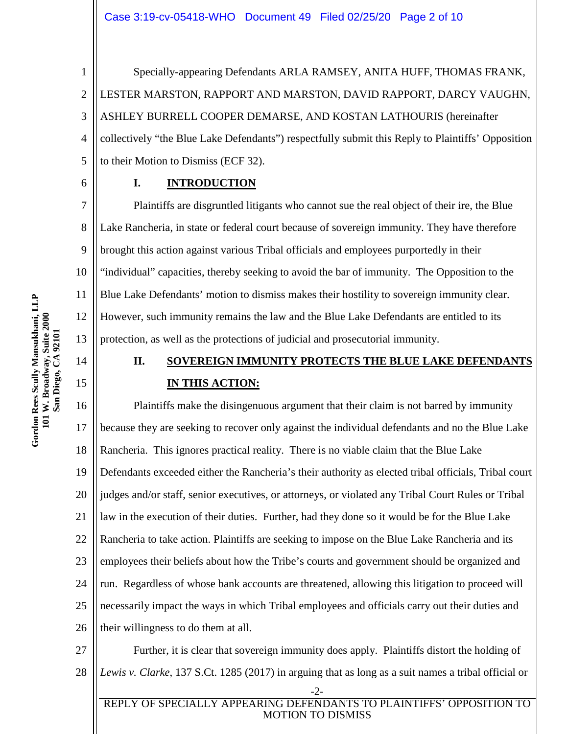Specially-appearing Defendants ARLA RAMSEY, ANITA HUFF, THOMAS FRANK, LESTER MARSTON, RAPPORT AND MARSTON, DAVID RAPPORT, DARCY VAUGHN, ASHLEY BURRELL COOPER DEMARSE, AND KOSTAN LATHOURIS (hereinafter collectively "the Blue Lake Defendants") respectfully submit this Reply to Plaintiffs' Opposition to their Motion to Dismiss (ECF 32).

## I. INTRODUCTION

Plaintiffs are disgruntled litigants who cannot sue the real object of their ire, the Blue Lake Rancheria, in state or federal court because of sovereign immunity. They have therefore brought this action against various Tribal officials and employees purportedly in their "individual" capacities, thereby seeking to avoid the bar of immunity. The Opposition to the Blue Lake Defendants' motion to dismiss makes their hostility to sovereign immunity clear. However, such immunity remains the law and the Blue Lake Defendants are entitled to its protection, as well as the protections of judicial and prosecutorial immunity.

## II. SOVEREIGN IMMUNITY PROTECTS THE BLUE LAKE DEFENDANTS IN THIS ACTION:

Plaintiffs make the disingenuous argument that their claim is not barred by immunity because they are seeking to recover only against the individual defendants and no the Blue Lake Rancheria. This ignores practical reality. There is no viable claim that the Blue Lake Defendants exceeded either the Rancheria's their authority as elected tribal officials, Tribal court judges and/or staff, senior executives, or attorneys, or violated any Tribal Court Rules or Tribal law in the execution of their duties. Further, had they done so it would be for the Blue Lake Rancheria to take action. Plaintiffs are seeking to impose on the Blue Lake Rancheria and its employees their beliefs about how the Tribe's courts and government should be organized and run. Regardless of whose bank accounts are threatened, allowing this litigation to proceed will necessarily impact the ways in which Tribal employees and officials carry out their duties and their willingness to do them at all.

Further, it is clear that sovereign immunity does apply. Plaintiffs distort the holding of *Lewis v. Clarke*, 137 S.Ct. 1285 (2017) in arguing that as long as a suit names a tribal official or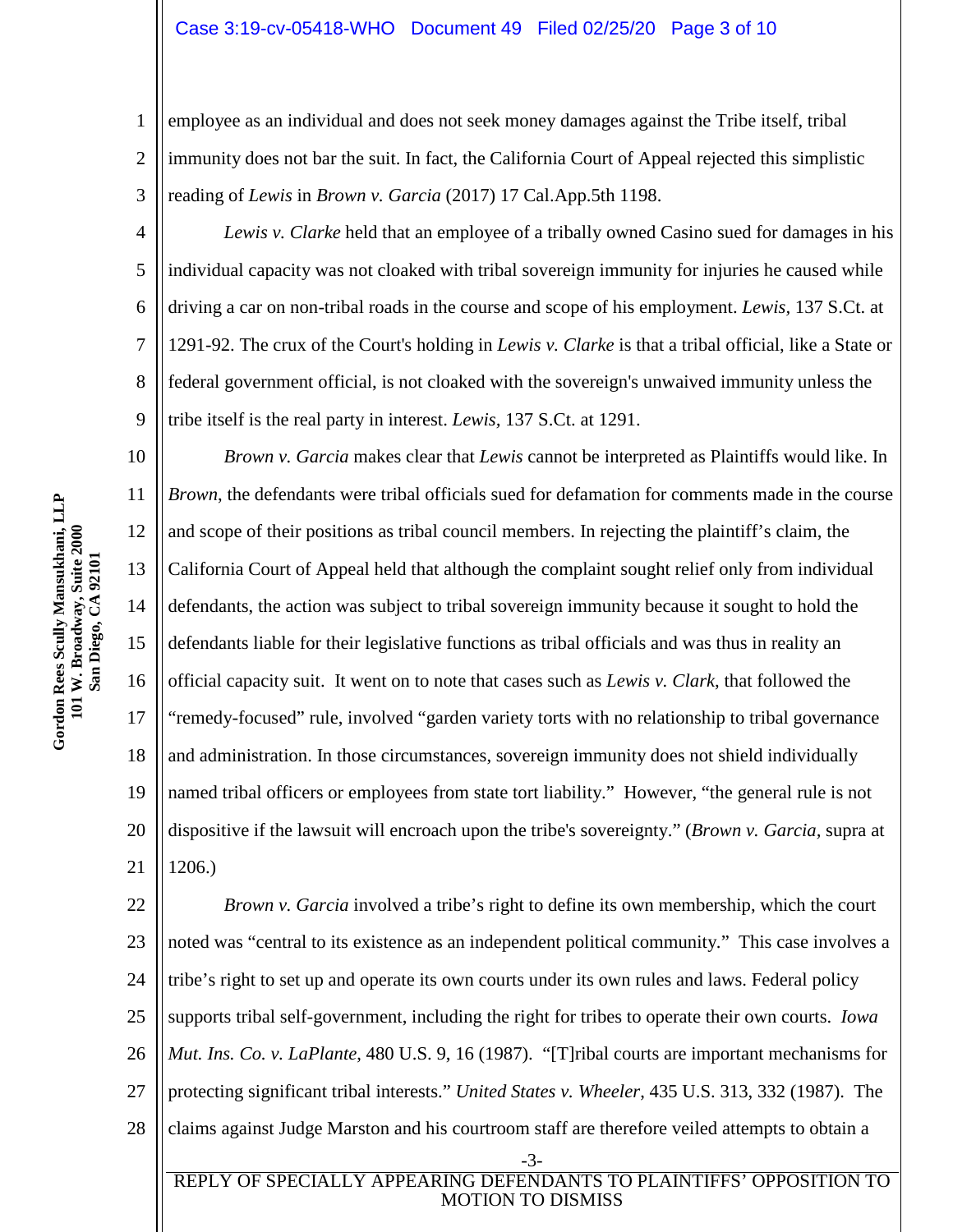employee as an individual and does not seek money damages against the Tribe itself, tribal immunity does not bar the suit. In fact, the California Court of Appeal rejected this simplistic reading of *Lewis* in *Brown v. Garcia* (2017) 17 Cal.App.5th 1198.

*Lewis v. Clarke* held that an employee of a tribally owned Casino sued for damages in his individual capacity was not cloaked with tribal sovereign immunity for injuries he caused while driving a car on non-tribal roads in the course and scope of his employment. *Lewis*, 137 S.Ct. at 1291-92. The crux of the Court's holding in *Lewis v. Clarke* is that a tribal official, like a State or federal government official, is not cloaked with the sovereign's unwaived immunity unless the tribe itself is the real party in interest. *Lewis*, 137 S.Ct. at 1291.

*Brown v. Garcia* makes clear that *Lewis* cannot be interpreted as Plaintiffs would like. In *Brown*, the defendants were tribal officials sued for defamation for comments made in the course and scope of their positions as tribal council members. In rejecting the plaintiff's claim, the California Court of Appeal held that although the complaint sought relief only from individual defendants, the action was subject to tribal sovereign immunity because it sought to hold the defendants liable for their legislative functions as tribal officials and was thus in reality an official capacity suit. It went on to note that cases such as *Lewis v. Clark*, that followed the "remedy-focused" rule, involved "garden variety torts with no relationship to tribal governance and administration. In those circumstances, sovereign immunity does not shield individually named tribal officers or employees from state tort liability." However, "the general rule is not dispositive if the lawsuit will encroach upon the tribe's sovereignty." (*Brown v. Garcia*, supra at 1206.)

*Brown v. Garcia* involved a tribe's right to define its own membership, which the court noted was "central to its existence as an independent political community." This case involves a tribe's right to set up and operate its own courts under its own rules and laws. Federal policy supports tribal self-government, including the right for tribes to operate their own courts. *Iowa Mut. Ins. Co. v. LaPlante*, 480 U.S. 9, 16 (1987). "[T]ribal courts are important mechanisms for protecting significant tribal interests." *United States v. Wheeler*, 435 U.S. 313, 332 (1987). The claims against Judge Marston and his courtroom staff are therefore veiled attempts to obtain a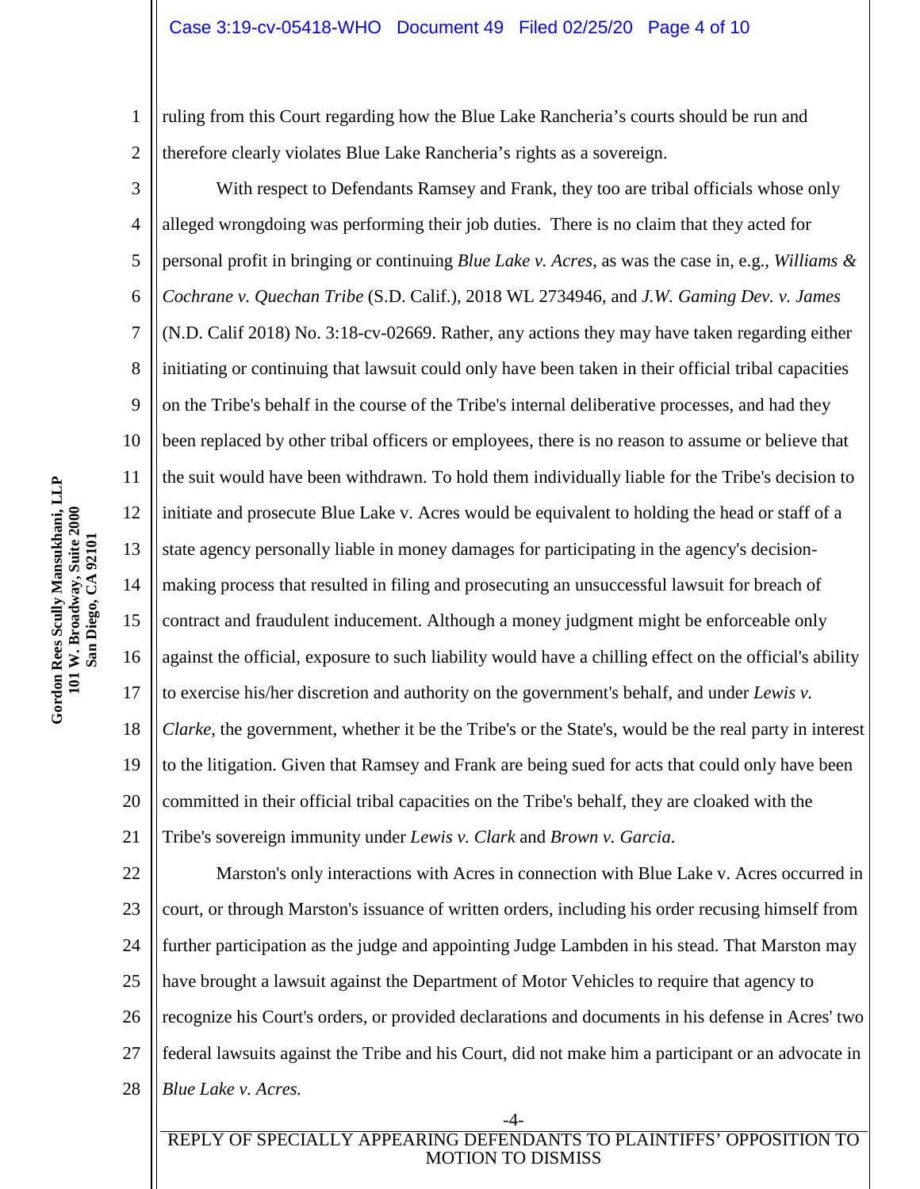ruling from this Court regarding how the Blue Lake Rancheria's courts should be run and therefore clearly violates Blue Lake Rancheria's rights as a sovereign.

With respect to Defendants Ramsey and Frank, they too are tribal officials whose only alleged wrongdoing was performing their job duties. There is no claim that they acted for personal profit in bringing or continuing *Blue Lake v. Acres,* as was the case in, e.g., *Williams & Cochrane v. Quechan Tribe* (S.D. Calif.), 2018 WL 2734946, and *J.W. Gaming Dev. v. James* (N.D. Calif 2018) No. 3:18-cv-02669. Rather, any actions they may have taken regarding either initiating or continuing that lawsuit could only have been taken in their official tribal capacities on the Tribe's behalf in the course of the Tribe's internal deliberative processes, and had they been replaced by other tribal officers or employees, there is no reason to assume or believe that the suit would have been withdrawn. To hold them individually liable for the Tribe's decision to initiate and prosecute Blue Lake v. Acres would be equivalent to holding the head or staff of a state agency personally liable in money damages for participating in the agency's decision-making process that resulted in filing and prosecuting an unsuccessful lawsuit for breach of contract and fraudulent inducement. Although a money judgment might be enforceable only against the official, exposure to such liability would have a chilling effect on the official's ability to exercise his/her discretion and authority on the government's behalf, and under *Lewis v. Clarke*, the government, whether it be the Tribe's or the State's, would be the real party in interest to the litigation. Given that Ramsey and Frank are being sued for acts that could only have been committed in their official tribal capacities on the Tribe's behalf, they are cloaked with the Tribe's sovereign immunity under *Lewis v. Clark* and *Brown v. Garcia*.

Marston's only interactions with Acres in connection with Blue Lake v. Acres occurred in court, or through Marston's issuance of written orders, including his order recusing himself from further participation as the judge and appointing Judge Lambden in his stead. That Marston may have brought a lawsuit against the Department of Motor Vehicles to require that agency to recognize his Court's orders, or provided declarations and documents in his defense in Acres' two federal lawsuits against the Tribe and his Court, did not make him a participant or an advocate in *Blue Lake v. Acres.*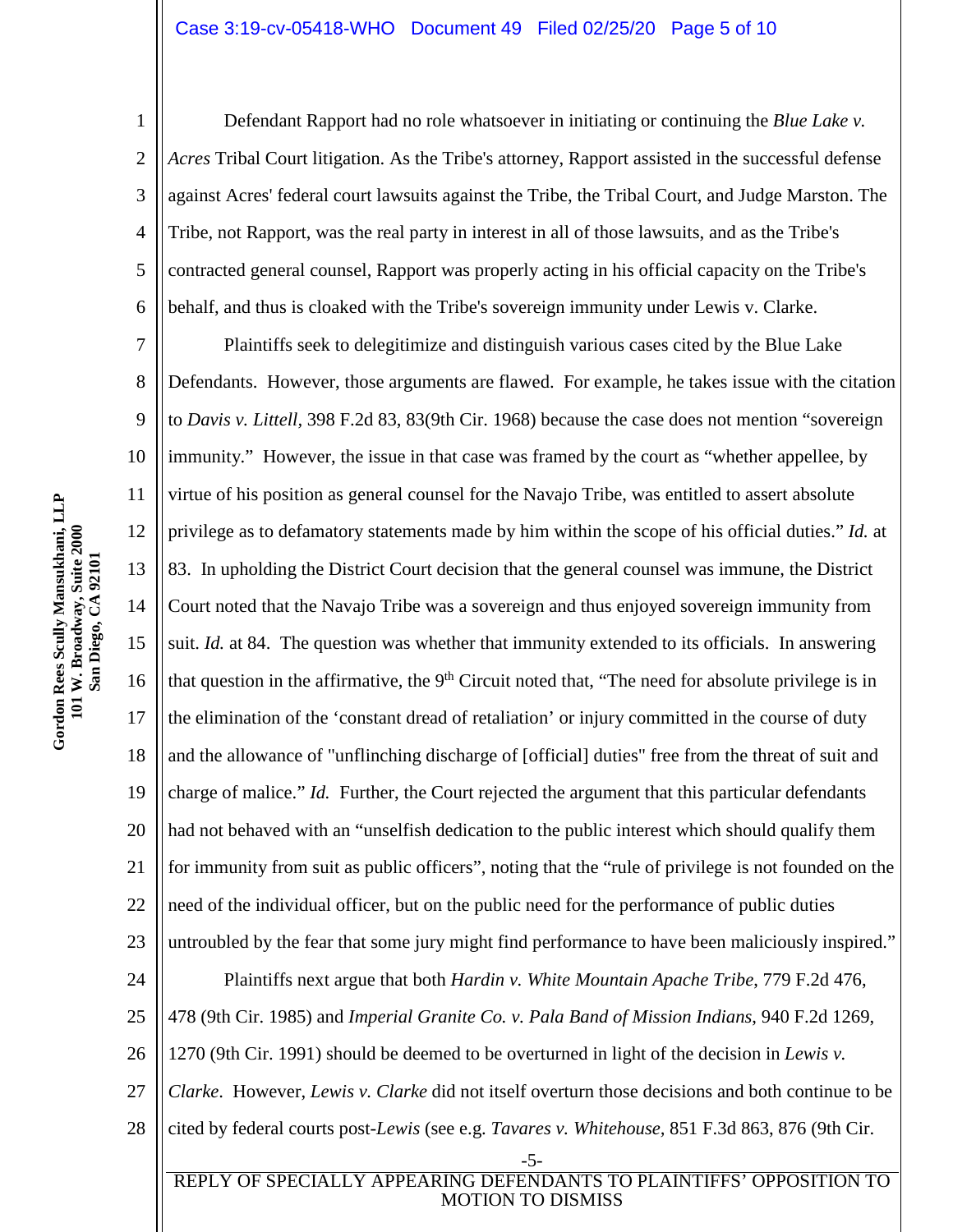Defendant Rapport had no role whatsoever in initiating or continuing the *Blue Lake v. Acres* Tribal Court litigation. As the Tribe's attorney, Rapport assisted in the successful defense against Acres' federal court lawsuits against the Tribe, the Tribal Court, and Judge Marston. The Tribe, not Rapport, was the real party in interest in all of those lawsuits, and as the Tribe's contracted general counsel, Rapport was properly acting in his official capacity on the Tribe's behalf, and thus is cloaked with the Tribe's sovereign immunity under Lewis v. Clarke.

Plaintiffs seek to delegitimize and distinguish various cases cited by the Blue Lake Defendants. However, those arguments are flawed. For example, he takes issue with the citation to *Davis v. Littell*, 398 F.2d 83, 83(9th Cir. 1968) because the case does not mention "sovereign immunity." However, the issue in that case was framed by the court as "whether appellee, by virtue of his position as general counsel for the Navajo Tribe, was entitled to assert absolute privilege as to defamatory statements made by him within the scope of his official duties." *Id.* at 83. In upholding the District Court decision that the general counsel was immune, the District Court noted that the Navajo Tribe was a sovereign and thus enjoyed sovereign immunity from suit. *Id.* at 84. The question was whether that immunity extended to its officials. In answering that question in the affirmative, the 9th Circuit noted that, "The need for absolute privilege is in the elimination of the 'constant dread of retaliation' or injury committed in the course of duty and the allowance of "unflinching discharge of [official] duties" free from the threat of suit and charge of malice." *Id.* Further, the Court rejected the argument that this particular defendants had not behaved with an "unselfish dedication to the public interest which should qualify them for immunity from suit as public officers", noting that the "rule of privilege is not founded on the need of the individual officer, but on the public need for the performance of public duties untroubled by the fear that some jury might find performance to have been maliciously inspired."

Plaintiffs next argue that both *Hardin v. White Mountain Apache Tribe*, 779 F.2d 476, 478 (9th Cir. 1985) and *Imperial Granite Co. v. Pala Band of Mission Indians*, 940 F.2d 1269, 1270 (9th Cir. 1991) should be deemed to be overturned in light of the decision in *Lewis v. Clarke*. However, *Lewis v. Clarke* did not itself overturn those decisions and both continue to be cited by federal courts post-*Lewis* (see e.g. *Tavares v. Whitehouse*, 851 F.3d 863, 876 (9th Cir.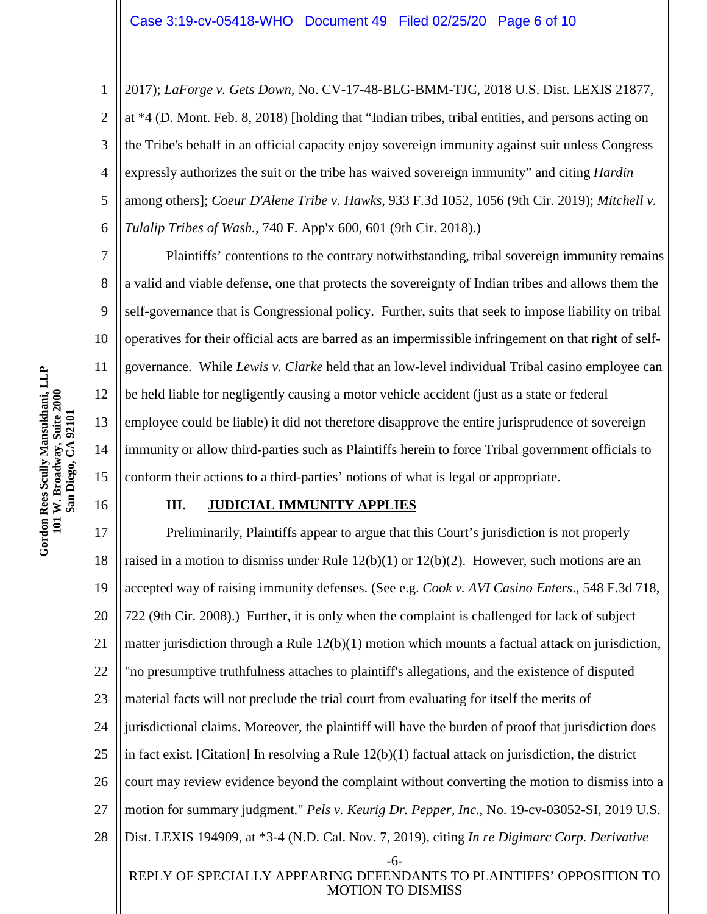2017); *LaForge v. Gets Down*, No. CV-17-48-BLG-BMM-TJC, 2018 U.S. Dist. LEXIS 21877, at *4 (D. Mont. Feb. 8, 2018) [holding that "Indian tribes, tribal entities, and persons acting on the Tribe's behalf in an official capacity enjoy sovereign immunity against suit unless Congress expressly authorizes the suit or the tribe has waived sovereign immunity" and citing *Hardin* among others]; *Coeur D'Alene Tribe v. Hawks*, 933 F.3d 1052, 1056 (9th Cir. 2019); *Mitchell v. Tulalip Tribes of Wash.*, 740 F. App'x 600, 601 (9th Cir. 2018).)

Plaintiffs' contentions to the contrary notwithstanding, tribal sovereign immunity remains a valid and viable defense, one that protects the sovereignty of Indian tribes and allows them the self-governance that is Congressional policy. Further, suits that seek to impose liability on tribal operatives for their official acts are barred as an impermissible infringement on that right of self-governance. While *Lewis v. Clarke* held that an low-level individual Tribal casino employee can be held liable for negligently causing a motor vehicle accident (just as a state or federal employee could be liable) it did not therefore disapprove the entire jurisprudence of sovereign immunity or allow third-parties such as Plaintiffs herein to force Tribal government officials to conform their actions to a third-parties' notions of what is legal or appropriate.

## III. JUDICIAL IMMUNITY APPLIES

Preliminarily, Plaintiffs appear to argue that this Court's jurisdiction is not properly raised in a motion to dismiss under Rule 12(b)(1) or 12(b)(2). However, such motions are an accepted way of raising immunity defenses. (See e.g. *Cook v. AVI Casino Enters*., 548 F.3d 718, 722 (9th Cir. 2008).) Further, it is only when the complaint is challenged for lack of subject matter jurisdiction through a Rule 12(b)(1) motion which mounts a factual attack on jurisdiction, "no presumptive truthfulness attaches to plaintiff's allegations, and the existence of disputed material facts will not preclude the trial court from evaluating for itself the merits of jurisdictional claims. Moreover, the plaintiff will have the burden of proof that jurisdiction does in fact exist. [Citation] In resolving a Rule 12(b)(1) factual attack on jurisdiction, the district court may review evidence beyond the complaint without converting the motion to dismiss into a motion for summary judgment." *Pels v. Keurig Dr. Pepper, Inc.*, No. 19-cv-03052-SI, 2019 U.S. Dist. LEXIS 194909, at *3-4 (N.D. Cal. Nov. 7, 2019), citing *In re Digimarc Corp. Derivative*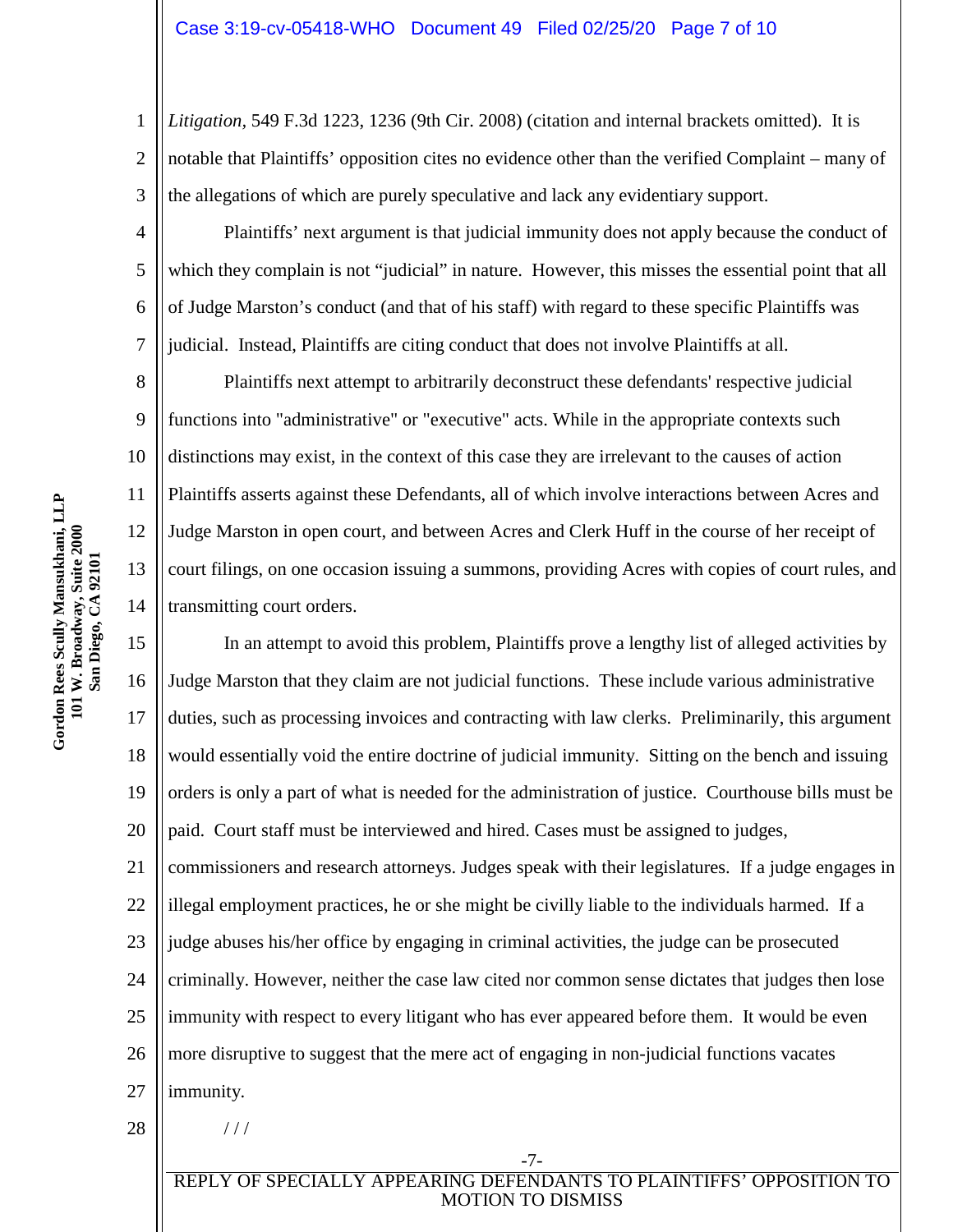*Litigation*, 549 F.3d 1223, 1236 (9th Cir. 2008) (citation and internal brackets omitted). It is notable that Plaintiffs' opposition cites no evidence other than the verified Complaint – many of the allegations of which are purely speculative and lack any evidentiary support.

Plaintiffs' next argument is that judicial immunity does not apply because the conduct of which they complain is not "judicial" in nature. However, this misses the essential point that all of Judge Marston's conduct (and that of his staff) with regard to these specific Plaintiffs was judicial. Instead, Plaintiffs are citing conduct that does not involve Plaintiffs at all.

Plaintiffs next attempt to arbitrarily deconstruct these defendants' respective judicial functions into "administrative" or "executive" acts. While in the appropriate contexts such distinctions may exist, in the context of this case they are irrelevant to the causes of action Plaintiffs asserts against these Defendants, all of which involve interactions between Acres and Judge Marston in open court, and between Acres and Clerk Huff in the course of her receipt of court filings, on one occasion issuing a summons, providing Acres with copies of court rules, and transmitting court orders.

In an attempt to avoid this problem, Plaintiffs prove a lengthy list of alleged activities by Judge Marston that they claim are not judicial functions. These include various administrative duties, such as processing invoices and contracting with law clerks. Preliminarily, this argument would essentially void the entire doctrine of judicial immunity. Sitting on the bench and issuing orders is only a part of what is needed for the administration of justice. Courthouse bills must be paid. Court staff must be interviewed and hired. Cases must be assigned to judges, commissioners and research attorneys. Judges speak with their legislatures. If a judge engages in illegal employment practices, he or she might be civilly liable to the individuals harmed. If a judge abuses his/her office by engaging in criminal activities, the judge can be prosecuted criminally. However, neither the case law cited nor common sense dictates that judges then lose immunity with respect to every litigant who has ever appeared before them. It would be even more disruptive to suggest that the mere act of engaging in non-judicial functions vacates immunity.

/ / /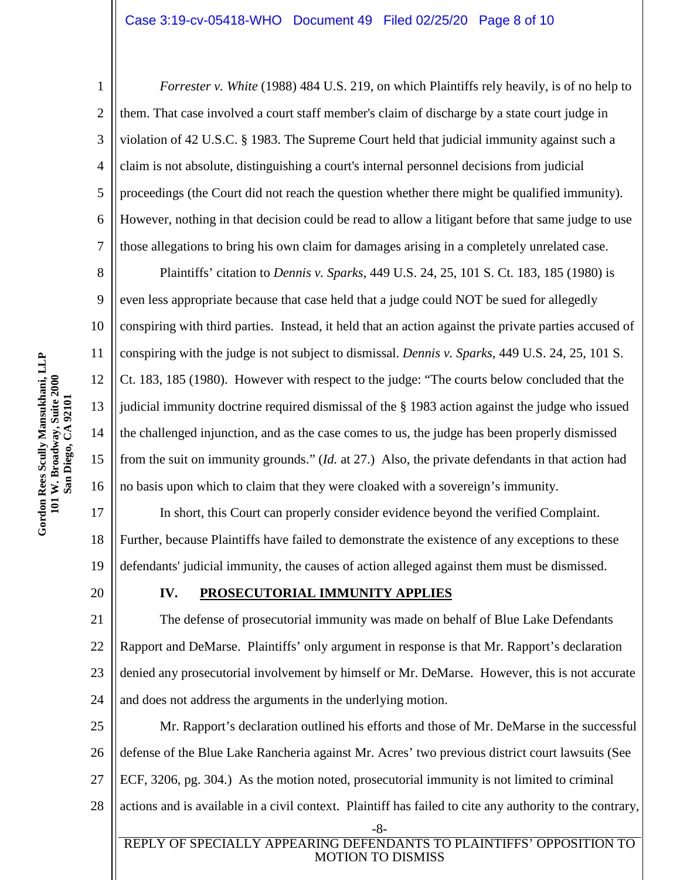*Forrester v. White* (1988) 484 U.S. 219, on which Plaintiffs rely heavily, is of no help to them. That case involved a court staff member's claim of discharge by a state court judge in violation of 42 U.S.C. § 1983. The Supreme Court held that judicial immunity against such a claim is not absolute, distinguishing a court's internal personnel decisions from judicial proceedings (the Court did not reach the question whether there might be qualified immunity). However, nothing in that decision could be read to allow a litigant before that same judge to use those allegations to bring his own claim for damages arising in a completely unrelated case.

Plaintiffs' citation to *Dennis v. Sparks*, 449 U.S. 24, 25, 101 S. Ct. 183, 185 (1980) is even less appropriate because that case held that a judge could NOT be sued for allegedly conspiring with third parties. Instead, it held that an action against the private parties accused of conspiring with the judge is not subject to dismissal. *Dennis v. Sparks*, 449 U.S. 24, 25, 101 S. Ct. 183, 185 (1980). However with respect to the judge: "The courts below concluded that the judicial immunity doctrine required dismissal of the § 1983 action against the judge who issued the challenged injunction, and as the case comes to us, the judge has been properly dismissed from the suit on immunity grounds." (*Id.* at 27.) Also, the private defendants in that action had no basis upon which to claim that they were cloaked with a sovereign's immunity.

In short, this Court can properly consider evidence beyond the verified Complaint. Further, because Plaintiffs have failed to demonstrate the existence of any exceptions to these defendants' judicial immunity, the causes of action alleged against them must be dismissed.

## IV. PROSECUTORIAL IMMUNITY APPLIES

The defense of prosecutorial immunity was made on behalf of Blue Lake Defendants Rapport and DeMarse. Plaintiffs' only argument in response is that Mr. Rapport's declaration denied any prosecutorial involvement by himself or Mr. DeMarse. However, this is not accurate and does not address the arguments in the underlying motion.

Mr. Rapport's declaration outlined his efforts and those of Mr. DeMarse in the successful defense of the Blue Lake Rancheria against Mr. Acres' two previous district court lawsuits (See ECF, 3206, pg. 304.) As the motion noted, prosecutorial immunity is not limited to criminal actions and is available in a civil context. Plaintiff has failed to cite any authority to the contrary,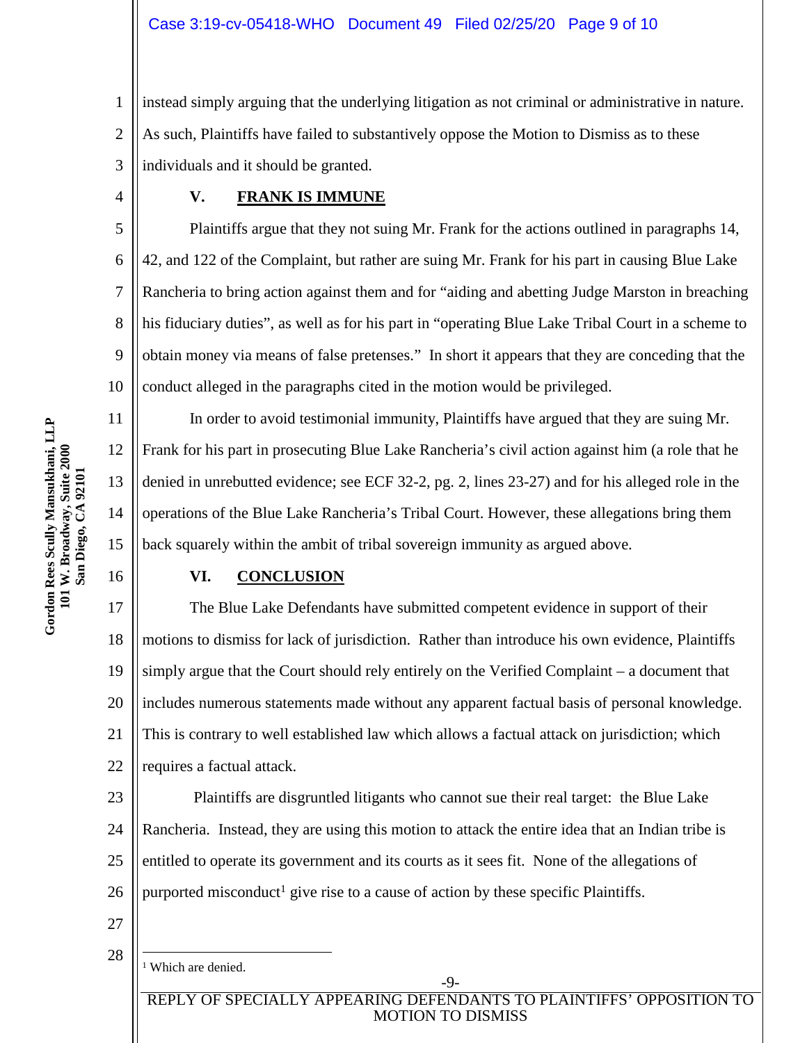instead simply arguing that the underlying litigation as not criminal or administrative in nature. As such, Plaintiffs have failed to substantively oppose the Motion to Dismiss as to these individuals and it should be granted.

## V. FRANK IS IMMUNE

Plaintiffs argue that they not suing Mr. Frank for the actions outlined in paragraphs 14, 42, and 122 of the Complaint, but rather are suing Mr. Frank for his part in causing Blue Lake Rancheria to bring action against them and for "aiding and abetting Judge Marston in breaching his fiduciary duties", as well as for his part in "operating Blue Lake Tribal Court in a scheme to obtain money via means of false pretenses." In short it appears that they are conceding that the conduct alleged in the paragraphs cited in the motion would be privileged.

In order to avoid testimonial immunity, Plaintiffs have argued that they are suing Mr. Frank for his part in prosecuting Blue Lake Rancheria's civil action against him (a role that he denied in unrebutted evidence; see ECF 32-2, pg. 2, lines 23-27) and for his alleged role in the operations of the Blue Lake Rancheria's Tribal Court. However, these allegations bring them back squarely within the ambit of tribal sovereign immunity as argued above.

## VI. CONCLUSION

The Blue Lake Defendants have submitted competent evidence in support of their motions to dismiss for lack of jurisdiction. Rather than introduce his own evidence, Plaintiffs simply argue that the Court should rely entirely on the Verified Complaint – a document that includes numerous statements made without any apparent factual basis of personal knowledge. This is contrary to well established law which allows a factual attack on jurisdiction; which requires a factual attack.

Plaintiffs are disgruntled litigants who cannot sue their real target: the Blue Lake Rancheria. Instead, they are using this motion to attack the entire idea that an Indian tribe is entitled to operate its government and its courts as it sees fit. None of the allegations of purported misconduct[1] give rise to a cause of action by these specific Plaintiffs.

[1] Which are denied.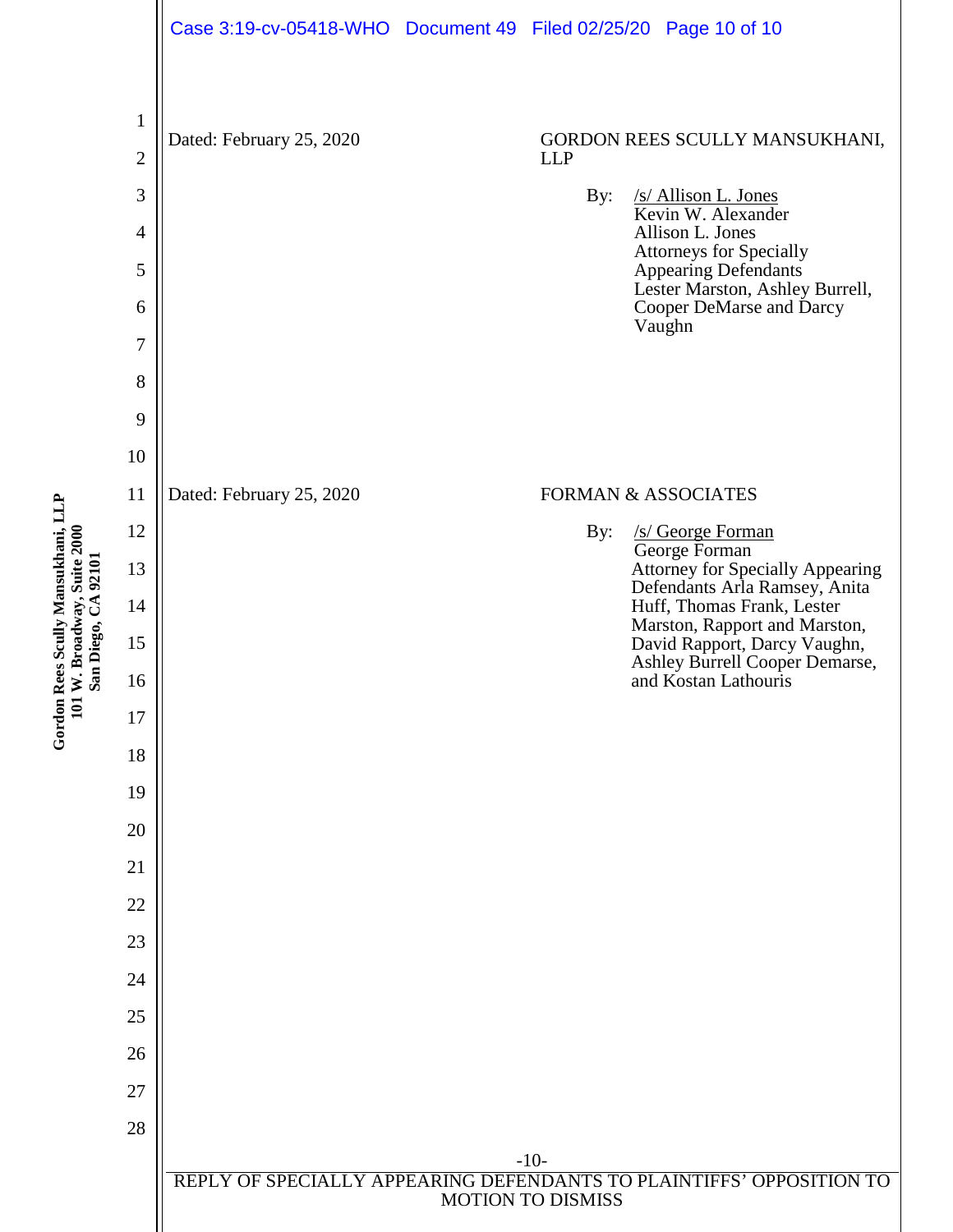Dated: February 25, 2020

GORDON REES SCULLY MANSUKHANI, LLP

By: /s/ Allison L. Jones
Kevin W. Alexander
Allison L. Jones
Attorneys for Specially Appearing Defendants
Lester Marston, Ashley Burrell, Cooper DeMarse and Darcy Vaughn

Dated: February 25, 2020

FORMAN & ASSOCIATES

By: /s/ George Forman
George Forman
Attorney for Specially Appearing Defendants Arla Ramsey, Anita Huff, Thomas Frank, Lester Marston, Rapport and Marston, David Rapport, Darcy Vaughn, Ashley Burrell Cooper Demarse, and Kostan Lathouris